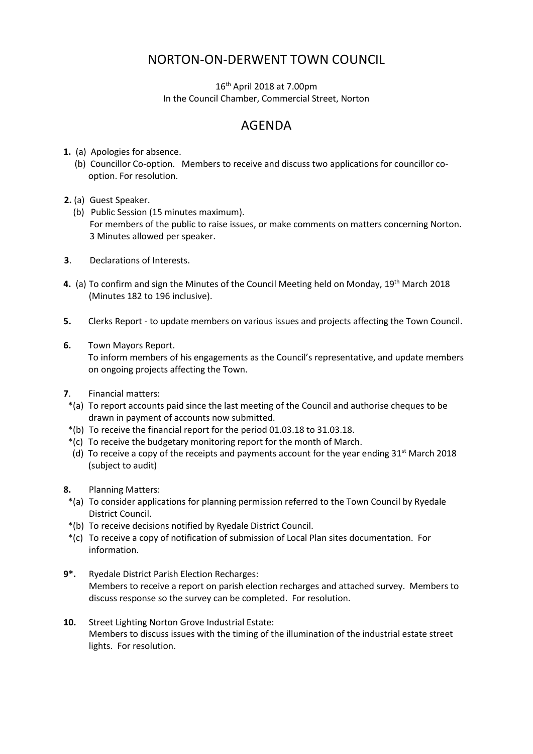# NORTON-ON-DERWENT TOWN COUNCIL

16th April 2018 at 7.00pm
In the Council Chamber, Commercial Street, Norton

## AGENDA

**1.** (a) Apologies for absence.
(b) Councillor Co-option. Members to receive and discuss two applications for councillor co-option. For resolution.

**2.** (a) Guest Speaker.
(b) Public Session (15 minutes maximum).
For members of the public to raise issues, or make comments on matters concerning Norton. 3 Minutes allowed per speaker.

**3**. Declarations of Interests.

**4.** (a) To confirm and sign the Minutes of the Council Meeting held on Monday, 19th March 2018 (Minutes 182 to 196 inclusive).

**5.** Clerks Report - to update members on various issues and projects affecting the Town Council.

**6.** Town Mayors Report.
To inform members of his engagements as the Council's representative, and update members on ongoing projects affecting the Town.

**7**. Financial matters:
*(a) To report accounts paid since the last meeting of the Council and authorise cheques to be drawn in payment of accounts now submitted.
*(b) To receive the financial report for the period 01.03.18 to 31.03.18.
*(c) To receive the budgetary monitoring report for the month of March.
(d) To receive a copy of the receipts and payments account for the year ending 31st March 2018 (subject to audit)

**8.** Planning Matters:
*(a) To consider applications for planning permission referred to the Town Council by Ryedale District Council.
*(b) To receive decisions notified by Ryedale District Council.
*(c) To receive a copy of notification of submission of Local Plan sites documentation. For information.

**9*.** Ryedale District Parish Election Recharges:
Members to receive a report on parish election recharges and attached survey. Members to discuss response so the survey can be completed. For resolution.

**10.** Street Lighting Norton Grove Industrial Estate:
Members to discuss issues with the timing of the illumination of the industrial estate street lights. For resolution.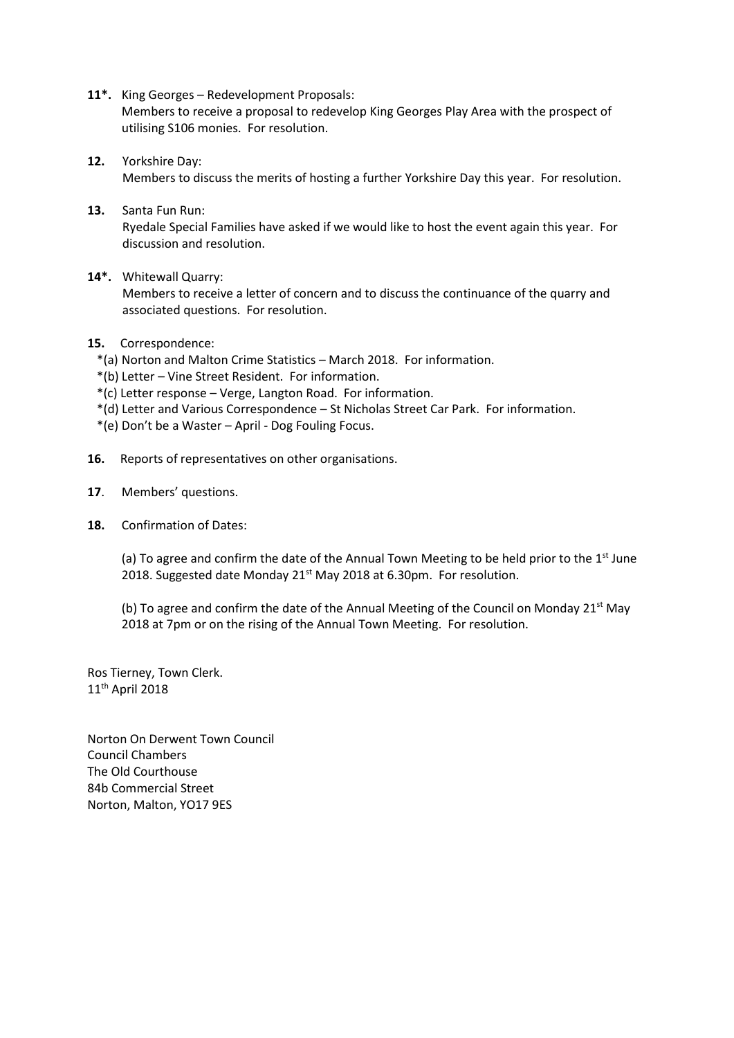**11*.** King Georges – Redevelopment Proposals:
Members to receive a proposal to redevelop King Georges Play Area with the prospect of utilising S106 monies. For resolution.

**12.** Yorkshire Day:
Members to discuss the merits of hosting a further Yorkshire Day this year. For resolution.

**13.** Santa Fun Run:
Ryedale Special Families have asked if we would like to host the event again this year. For discussion and resolution.

**14*.** Whitewall Quarry:
Members to receive a letter of concern and to discuss the continuance of the quarry and associated questions. For resolution.

**15.** Correspondence:

*(a) Norton and Malton Crime Statistics – March 2018. For information.
*(b) Letter – Vine Street Resident. For information.
*(c) Letter response – Verge, Langton Road. For information.
*(d) Letter and Various Correspondence – St Nicholas Street Car Park. For information.
*(e) Don't be a Waster – April - Dog Fouling Focus.

**16.** Reports of representatives on other organisations.

**17**. Members' questions.

**18.** Confirmation of Dates:

(a) To agree and confirm the date of the Annual Town Meeting to be held prior to the 1st June 2018. Suggested date Monday 21st May 2018 at 6.30pm. For resolution.

(b) To agree and confirm the date of the Annual Meeting of the Council on Monday 21st May 2018 at 7pm or on the rising of the Annual Town Meeting. For resolution.

Ros Tierney, Town Clerk.
11th April 2018

Norton On Derwent Town Council
Council Chambers
The Old Courthouse
84b Commercial Street
Norton, Malton, YO17 9ES